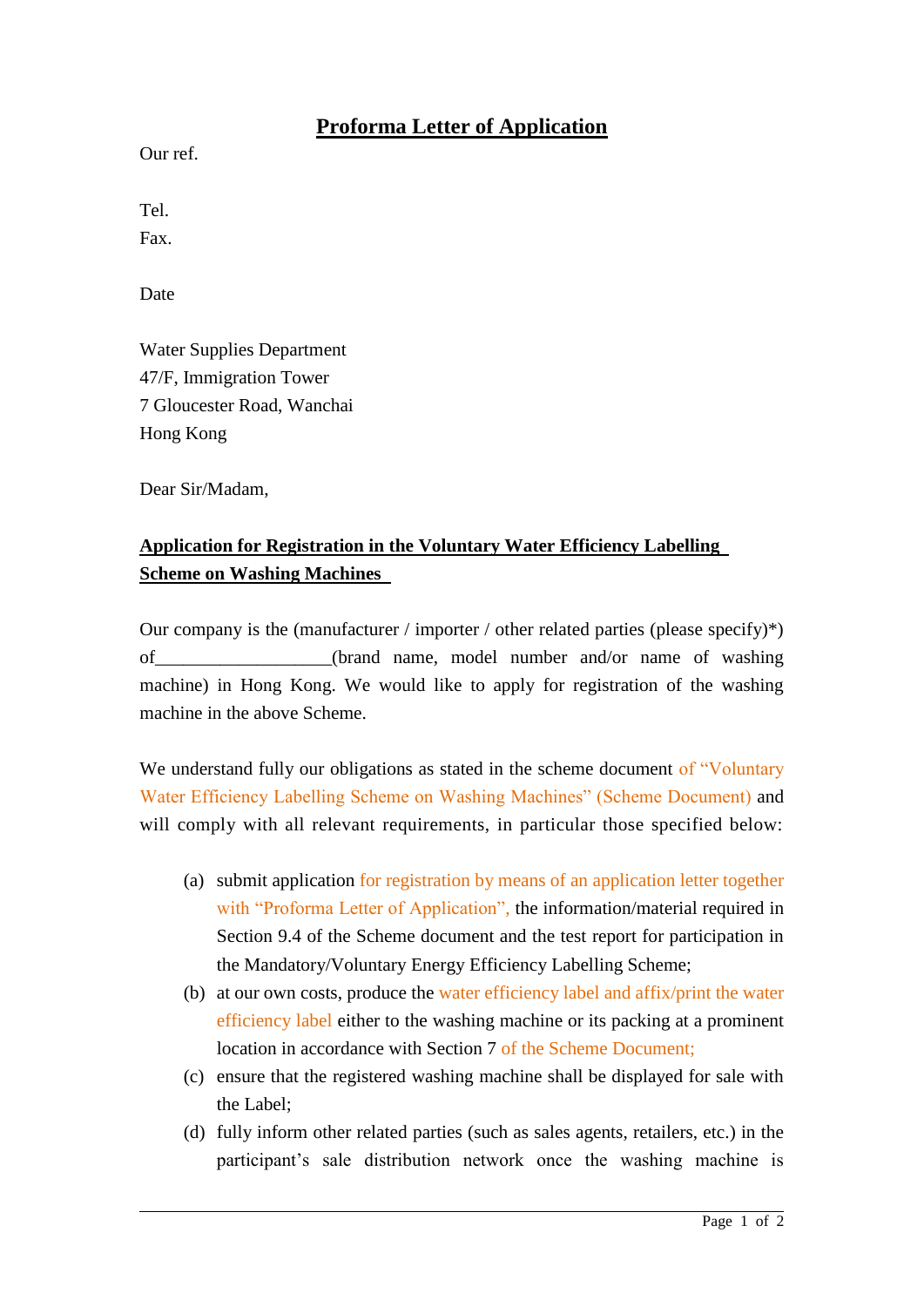# Proforma Letter of Application

Our ref.

Tel.
Fax.

Date

Water Supplies Department
47/F, Immigration Tower
7 Gloucester Road, Wanchai
Hong Kong

Dear Sir/Madam,

**Application for Registration in the Voluntary Water Efficiency Labelling Scheme on Washing Machines**

Our company is the (manufacturer / importer / other related parties (please specify)*) of__________________(brand name, model number and/or name of washing machine) in Hong Kong. We would like to apply for registration of the washing machine in the above Scheme.

We understand fully our obligations as stated in the scheme document of "Voluntary Water Efficiency Labelling Scheme on Washing Machines" (Scheme Document) and will comply with all relevant requirements, in particular those specified below:

(a) submit application for registration by means of an application letter together with "Proforma Letter of Application", the information/material required in Section 9.4 of the Scheme document and the test report for participation in the Mandatory/Voluntary Energy Efficiency Labelling Scheme;

(b) at our own costs, produce the water efficiency label and affix/print the water efficiency label either to the washing machine or its packing at a prominent location in accordance with Section 7 of the Scheme Document;

(c) ensure that the registered washing machine shall be displayed for sale with the Label;

(d) fully inform other related parties (such as sales agents, retailers, etc.) in the participant's sale distribution network once the washing machine is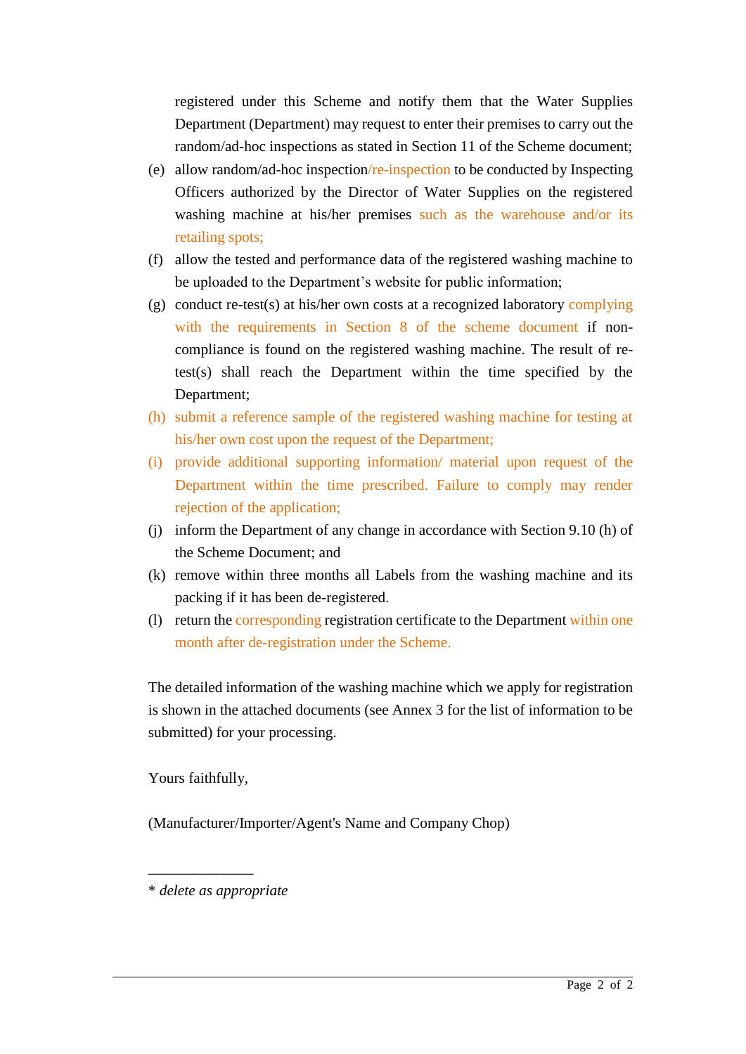registered under this Scheme and notify them that the Water Supplies Department (Department) may request to enter their premises to carry out the random/ad-hoc inspections as stated in Section 11 of the Scheme document;

(e) allow random/ad-hoc inspection/re-inspection to be conducted by Inspecting Officers authorized by the Director of Water Supplies on the registered washing machine at his/her premises such as the warehouse and/or its retailing spots;

(f) allow the tested and performance data of the registered washing machine to be uploaded to the Department's website for public information;

(g) conduct re-test(s) at his/her own costs at a recognized laboratory complying with the requirements in Section 8 of the scheme document if non-compliance is found on the registered washing machine. The result of re-test(s) shall reach the Department within the time specified by the Department;

(h) submit a reference sample of the registered washing machine for testing at his/her own cost upon the request of the Department;

(i) provide additional supporting information/ material upon request of the Department within the time prescribed. Failure to comply may render rejection of the application;

(j) inform the Department of any change in accordance with Section 9.10 (h) of the Scheme Document; and

(k) remove within three months all Labels from the washing machine and its packing if it has been de-registered.

(l) return the corresponding registration certificate to the Department within one month after de-registration under the Scheme.

The detailed information of the washing machine which we apply for registration is shown in the attached documents (see Annex 3 for the list of information to be submitted) for your processing.

Yours faithfully,

(Manufacturer/Importer/Agent's Name and Company Chop)

---

\* *delete as appropriate*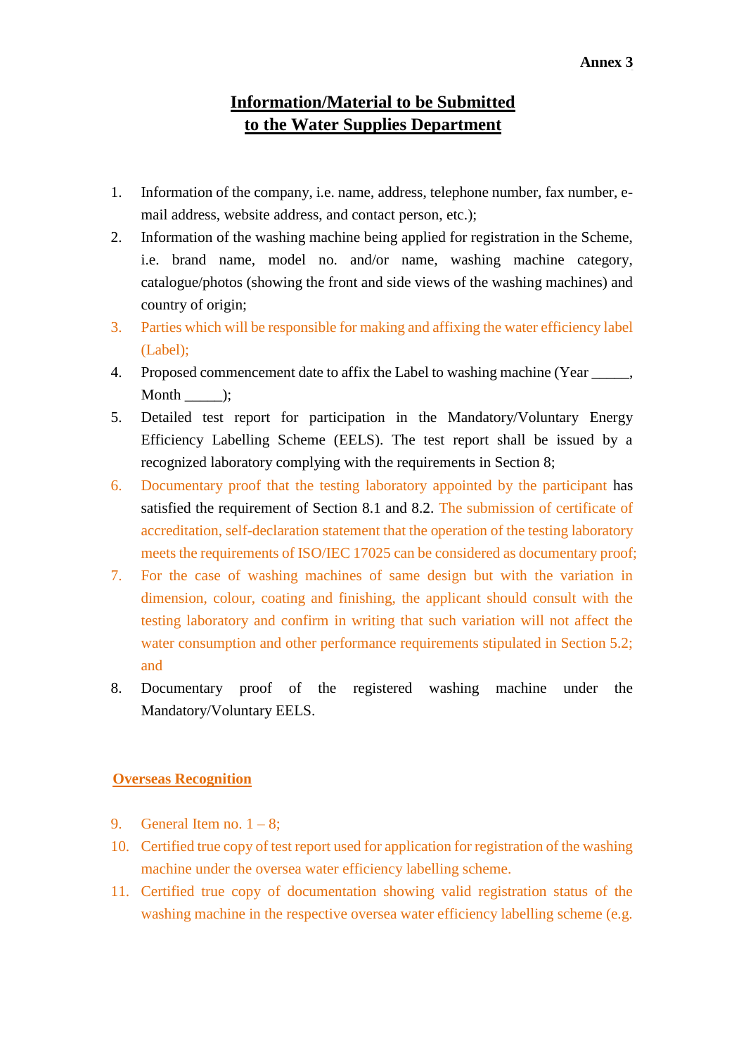**Annex 3**

# Information/Material to be Submitted to the Water Supplies Department

1. Information of the company, i.e. name, address, telephone number, fax number, e-mail address, website address, and contact person, etc.);
2. Information of the washing machine being applied for registration in the Scheme, i.e. brand name, model no. and/or name, washing machine category, catalogue/photos (showing the front and side views of the washing machines) and country of origin;
3. Parties which will be responsible for making and affixing the water efficiency label (Label);
4. Proposed commencement date to affix the Label to washing machine (Year _____, Month _____);
5. Detailed test report for participation in the Mandatory/Voluntary Energy Efficiency Labelling Scheme (EELS). The test report shall be issued by a recognized laboratory complying with the requirements in Section 8;
6. Documentary proof that the testing laboratory appointed by the participant has satisfied the requirement of Section 8.1 and 8.2. The submission of certificate of accreditation, self-declaration statement that the operation of the testing laboratory meets the requirements of ISO/IEC 17025 can be considered as documentary proof;
7. For the case of washing machines of same design but with the variation in dimension, colour, coating and finishing, the applicant should consult with the testing laboratory and confirm in writing that such variation will not affect the water consumption and other performance requirements stipulated in Section 5.2; and
8. Documentary proof of the registered washing machine under the Mandatory/Voluntary EELS.

## Overseas Recognition

9. General Item no. 1 – 8;
10. Certified true copy of test report used for application for registration of the washing machine under the oversea water efficiency labelling scheme.
11. Certified true copy of documentation showing valid registration status of the washing machine in the respective oversea water efficiency labelling scheme (e.g.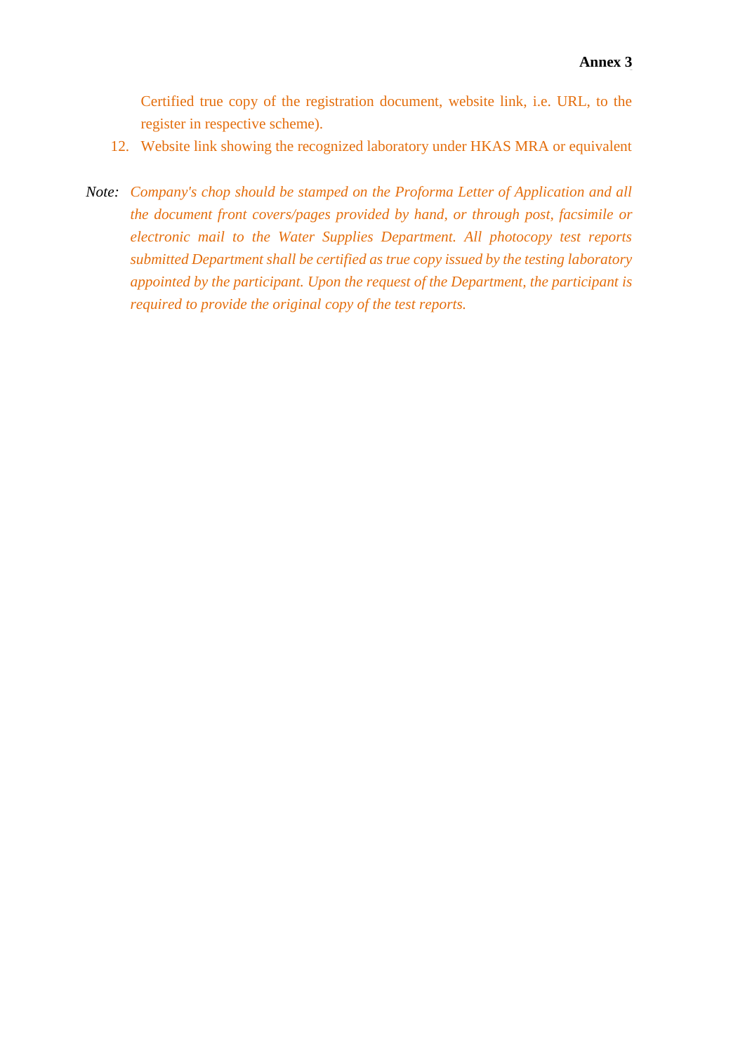Certified true copy of the registration document, website link, i.e. URL, to the register in respective scheme).

12. Website link showing the recognized laboratory under HKAS MRA or equivalent

*Note:* *Company's chop should be stamped on the Proforma Letter of Application and all the document front covers/pages provided by hand, or through post, facsimile or electronic mail to the Water Supplies Department. All photocopy test reports submitted Department shall be certified as true copy issued by the testing laboratory appointed by the participant. Upon the request of the Department, the participant is required to provide the original copy of the test reports.*